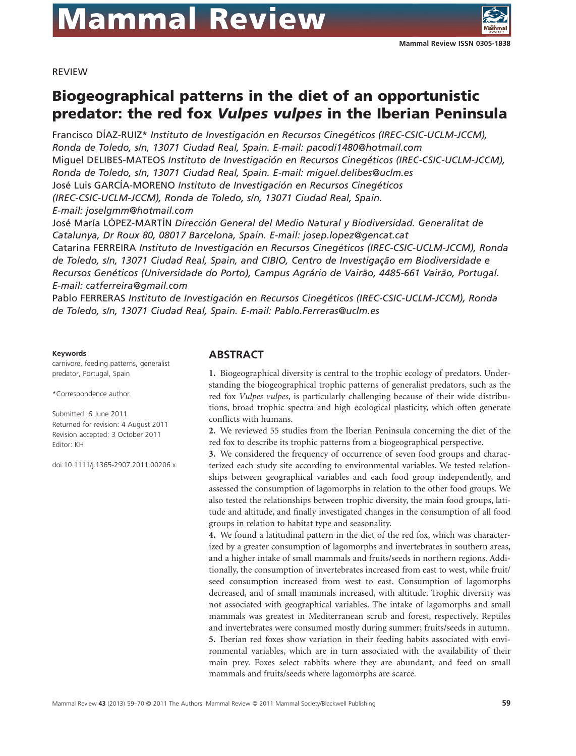REVIEW

# Biogeographical patterns in the diet of an opportunistic predator: the red fox *Vulpes vulpes* in the Iberian Peninsula

Francisco DÍAZ-RUIZ* *Instituto de Investigación en Recursos Cinegéticos (IREC-CSIC-UCLM-JCCM), Ronda de Toledo, s/n, 13071 Ciudad Real, Spain. E-mail: pacodi1480@hotmail.com*

Miguel DELIBES-MATEOS *Instituto de Investigación en Recursos Cinegéticos (IREC-CSIC-UCLM-JCCM), Ronda de Toledo, s/n, 13071 Ciudad Real, Spain. E-mail: miguel.delibes@uclm.es*

José Luis GARCÍA-MORENO *Instituto de Investigación en Recursos Cinegéticos (IREC-CSIC-UCLM-JCCM), Ronda de Toledo, s/n, 13071 Ciudad Real, Spain. E-mail: joselgmm@hotmail.com*

José María LÓPEZ-MARTÍN *Dirección General del Medio Natural y Biodiversidad. Generalitat de Catalunya, Dr Roux 80, 08017 Barcelona, Spain. E-mail: josep.lopez@gencat.cat*

Catarina FERREIRA *Instituto de Investigación en Recursos Cinegéticos (IREC-CSIC-UCLM-JCCM), Ronda de Toledo, s/n, 13071 Ciudad Real, Spain, and CIBIO, Centro de Investigação em Biodiversidade e Recursos Genéticos (Universidade do Porto), Campus Agrário de Vairão, 4485-661 Vairão, Portugal. E-mail: catferreira@gmail.com*

Pablo FERRERAS *Instituto de Investigación en Recursos Cinegéticos (IREC-CSIC-UCLM-JCCM), Ronda de Toledo, s/n, 13071 Ciudad Real, Spain. E-mail: Pablo.Ferreras@uclm.es*

**Keywords**

carnivore, feeding patterns, generalist predator, Portugal, Spain

*Correspondence author.

Submitted: 6 June 2011
Returned for revision: 4 August 2011
Revision accepted: 3 October 2011
Editor: KH

doi:10.1111/j.1365-2907.2011.00206.x

## ABSTRACT

**1.** Biogeographical diversity is central to the trophic ecology of predators. Understanding the biogeographical trophic patterns of generalist predators, such as the red fox *Vulpes vulpes*, is particularly challenging because of their wide distributions, broad trophic spectra and high ecological plasticity, which often generate conflicts with humans.

**2.** We reviewed 55 studies from the Iberian Peninsula concerning the diet of the red fox to describe its trophic patterns from a biogeographical perspective.

**3.** We considered the frequency of occurrence of seven food groups and characterized each study site according to environmental variables. We tested relationships between geographical variables and each food group independently, and assessed the consumption of lagomorphs in relation to the other food groups. We also tested the relationships between trophic diversity, the main food groups, latitude and altitude, and finally investigated changes in the consumption of all food groups in relation to habitat type and seasonality.

**4.** We found a latitudinal pattern in the diet of the red fox, which was characterized by a greater consumption of lagomorphs and invertebrates in southern areas, and a higher intake of small mammals and fruits/seeds in northern regions. Additionally, the consumption of invertebrates increased from east to west, while fruit/seed consumption increased from west to east. Consumption of lagomorphs decreased, and of small mammals increased, with altitude. Trophic diversity was not associated with geographical variables. The intake of lagomorphs and small mammals was greatest in Mediterranean scrub and forest, respectively. Reptiles and invertebrates were consumed mostly during summer; fruits/seeds in autumn.

**5.** Iberian red foxes show variation in their feeding habits associated with environmental variables, which are in turn associated with the availability of their main prey. Foxes select rabbits where they are abundant, and feed on small mammals and fruits/seeds where lagomorphs are scarce.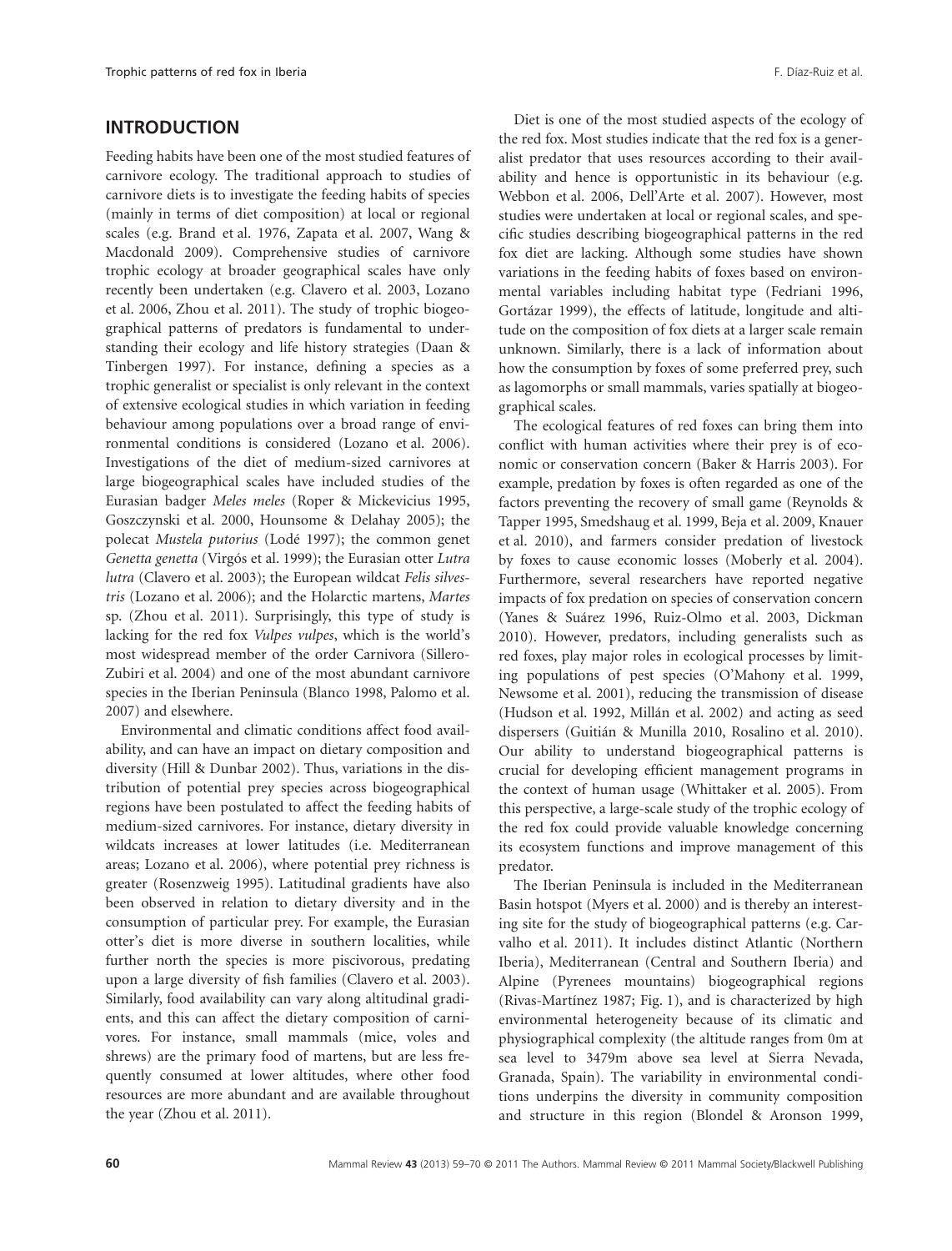## INTRODUCTION

Feeding habits have been one of the most studied features of carnivore ecology. The traditional approach to studies of carnivore diets is to investigate the feeding habits of species (mainly in terms of diet composition) at local or regional scales (e.g. Brand et al. 1976, Zapata et al. 2007, Wang & Macdonald 2009). Comprehensive studies of carnivore trophic ecology at broader geographical scales have only recently been undertaken (e.g. Clavero et al. 2003, Lozano et al. 2006, Zhou et al. 2011). The study of trophic biogeographical patterns of predators is fundamental to understanding their ecology and life history strategies (Daan & Tinbergen 1997). For instance, defining a species as a trophic generalist or specialist is only relevant in the context of extensive ecological studies in which variation in feeding behaviour among populations over a broad range of environmental conditions is considered (Lozano et al. 2006). Investigations of the diet of medium-sized carnivores at large biogeographical scales have included studies of the Eurasian badger *Meles meles* (Roper & Mickevicius 1995, Goszczynski et al. 2000, Hounsome & Delahay 2005); the polecat *Mustela putorius* (Lodé 1997); the common genet *Genetta genetta* (Virgós et al. 1999); the Eurasian otter *Lutra lutra* (Clavero et al. 2003); the European wildcat *Felis silvestris* (Lozano et al. 2006); and the Holarctic martens, *Martes* sp. (Zhou et al. 2011). Surprisingly, this type of study is lacking for the red fox *Vulpes vulpes*, which is the world's most widespread member of the order Carnivora (Sillero-Zubiri et al. 2004) and one of the most abundant carnivore species in the Iberian Peninsula (Blanco 1998, Palomo et al. 2007) and elsewhere.

Environmental and climatic conditions affect food availability, and can have an impact on dietary composition and diversity (Hill & Dunbar 2002). Thus, variations in the distribution of potential prey species across biogeographical regions have been postulated to affect the feeding habits of medium-sized carnivores. For instance, dietary diversity in wildcats increases at lower latitudes (i.e. Mediterranean areas; Lozano et al. 2006), where potential prey richness is greater (Rosenzweig 1995). Latitudinal gradients have also been observed in relation to dietary diversity and in the consumption of particular prey. For example, the Eurasian otter's diet is more diverse in southern localities, while further north the species is more piscivorous, predating upon a large diversity of fish families (Clavero et al. 2003). Similarly, food availability can vary along altitudinal gradients, and this can affect the dietary composition of carnivores. For instance, small mammals (mice, voles and shrews) are the primary food of martens, but are less frequently consumed at lower altitudes, where other food resources are more abundant and are available throughout the year (Zhou et al. 2011).

Diet is one of the most studied aspects of the ecology of the red fox. Most studies indicate that the red fox is a generalist predator that uses resources according to their availability and hence is opportunistic in its behaviour (e.g. Webbon et al. 2006, Dell'Arte et al. 2007). However, most studies were undertaken at local or regional scales, and specific studies describing biogeographical patterns in the red fox diet are lacking. Although some studies have shown variations in the feeding habits of foxes based on environmental variables including habitat type (Fedriani 1996, Gortázar 1999), the effects of latitude, longitude and altitude on the composition of fox diets at a larger scale remain unknown. Similarly, there is a lack of information about how the consumption by foxes of some preferred prey, such as lagomorphs or small mammals, varies spatially at biogeographical scales.

The ecological features of red foxes can bring them into conflict with human activities where their prey is of economic or conservation concern (Baker & Harris 2003). For example, predation by foxes is often regarded as one of the factors preventing the recovery of small game (Reynolds & Tapper 1995, Smedshaug et al. 1999, Beja et al. 2009, Knauer et al. 2010), and farmers consider predation of livestock by foxes to cause economic losses (Moberly et al. 2004). Furthermore, several researchers have reported negative impacts of fox predation on species of conservation concern (Yanes & Suárez 1996, Ruiz-Olmo et al. 2003, Dickman 2010). However, predators, including generalists such as red foxes, play major roles in ecological processes by limiting populations of pest species (O'Mahony et al. 1999, Newsome et al. 2001), reducing the transmission of disease (Hudson et al. 1992, Millán et al. 2002) and acting as seed dispersers (Guitián & Munilla 2010, Rosalino et al. 2010). Our ability to understand biogeographical patterns is crucial for developing efficient management programs in the context of human usage (Whittaker et al. 2005). From this perspective, a large-scale study of the trophic ecology of the red fox could provide valuable knowledge concerning its ecosystem functions and improve management of this predator.

The Iberian Peninsula is included in the Mediterranean Basin hotspot (Myers et al. 2000) and is thereby an interesting site for the study of biogeographical patterns (e.g. Carvalho et al. 2011). It includes distinct Atlantic (Northern Iberia), Mediterranean (Central and Southern Iberia) and Alpine (Pyrenees mountains) biogeographical regions (Rivas-Martínez 1987; Fig. 1), and is characterized by high environmental heterogeneity because of its climatic and physiographical complexity (the altitude ranges from 0m at sea level to 3479m above sea level at Sierra Nevada, Granada, Spain). The variability in environmental conditions underpins the diversity in community composition and structure in this region (Blondel & Aronson 1999,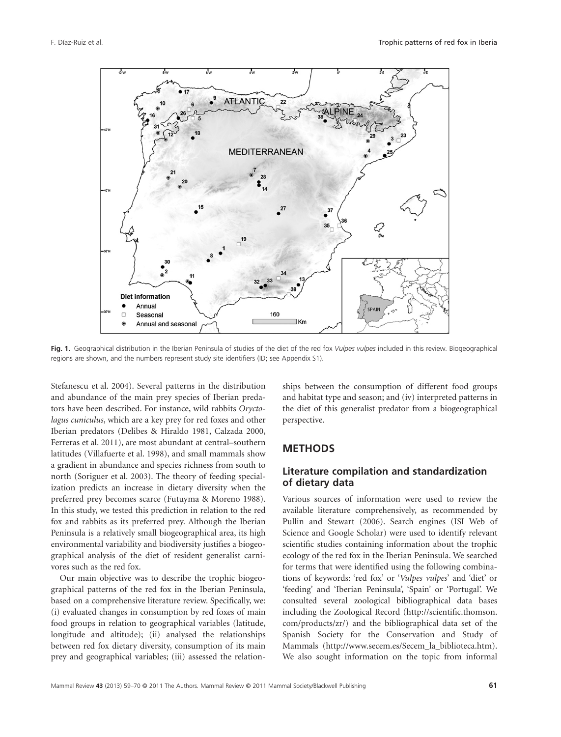**Fig. 1.** Geographical distribution in the Iberian Peninsula of studies of the diet of the red fox *Vulpes vulpes* included in this review. Biogeographical regions are shown, and the numbers represent study site identifiers (ID; see Appendix S1).

Stefanescu et al. 2004). Several patterns in the distribution and abundance of the main prey species of Iberian predators have been described. For instance, wild rabbits *Oryctolagus cuniculus*, which are a key prey for red foxes and other Iberian predators (Delibes & Hiraldo 1981, Calzada 2000, Ferreras et al. 2011), are most abundant at central–southern latitudes (Villafuerte et al. 1998), and small mammals show a gradient in abundance and species richness from south to north (Soriguer et al. 2003). The theory of feeding specialization predicts an increase in dietary diversity when the preferred prey becomes scarce (Futuyma & Moreno 1988). In this study, we tested this prediction in relation to the red fox and rabbits as its preferred prey. Although the Iberian Peninsula is a relatively small biogeographical area, its high environmental variability and biodiversity justifies a biogeographical analysis of the diet of resident generalist carnivores such as the red fox.

Our main objective was to describe the trophic biogeographical patterns of the red fox in the Iberian Peninsula, based on a comprehensive literature review. Specifically, we: (i) evaluated changes in consumption by red foxes of main food groups in relation to geographical variables (latitude, longitude and altitude); (ii) analysed the relationships between red fox dietary diversity, consumption of its main prey and geographical variables; (iii) assessed the relationships between the consumption of different food groups and habitat type and season; and (iv) interpreted patterns in the diet of this generalist predator from a biogeographical perspective.

## METHODS

### Literature compilation and standardization of dietary data

Various sources of information were used to review the available literature comprehensively, as recommended by Pullin and Stewart (2006). Search engines (ISI Web of Science and Google Scholar) were used to identify relevant scientific studies containing information about the trophic ecology of the red fox in the Iberian Peninsula. We searched for terms that were identified using the following combinations of keywords: 'red fox' or '*Vulpes vulpes*' and 'diet' or 'feeding' and 'Iberian Peninsula', 'Spain' or 'Portugal'. We consulted several zoological bibliographical data bases including the Zoological Record (http://scientific.thomson.com/products/zr/) and the bibliographical data set of the Spanish Society for the Conservation and Study of Mammals (http://www.secem.es/Secem_la_biblioteca.htm). We also sought information on the topic from informal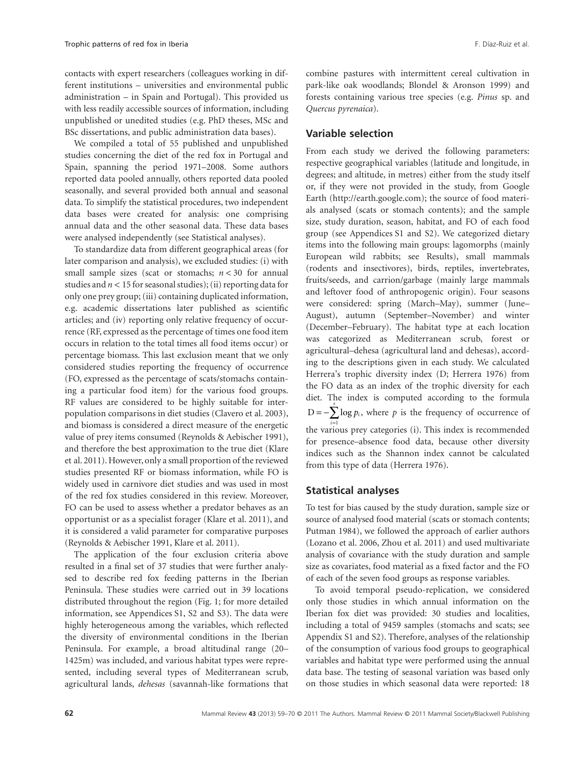contacts with expert researchers (colleagues working in different institutions – universities and environmental public administration – in Spain and Portugal). This provided us with less readily accessible sources of information, including unpublished or unedited studies (e.g. PhD theses, MSc and BSc dissertations, and public administration data bases).

We compiled a total of 55 published and unpublished studies concerning the diet of the red fox in Portugal and Spain, spanning the period 1971–2008. Some authors reported data pooled annually, others reported data pooled seasonally, and several provided both annual and seasonal data. To simplify the statistical procedures, two independent data bases were created for analysis: one comprising annual data and the other seasonal data. These data bases were analysed independently (see Statistical analyses).

To standardize data from different geographical areas (for later comparison and analysis), we excluded studies: (i) with small sample sizes (scat or stomachs; $n < 30$ for annual studies and $n < 15$ for seasonal studies); (ii) reporting data for only one prey group; (iii) containing duplicated information, e.g. academic dissertations later published as scientific articles; and (iv) reporting only relative frequency of occurrence (RF, expressed as the percentage of times one food item occurs in relation to the total times all food items occur) or percentage biomass. This last exclusion meant that we only considered studies reporting the frequency of occurrence (FO, expressed as the percentage of scats/stomachs containing a particular food item) for the various food groups. RF values are considered to be highly suitable for inter-population comparisons in diet studies (Clavero et al. 2003), and biomass is considered a direct measure of the energetic value of prey items consumed (Reynolds & Aebischer 1991), and therefore the best approximation to the true diet (Klare et al. 2011). However, only a small proportion of the reviewed studies presented RF or biomass information, while FO is widely used in carnivore diet studies and was used in most of the red fox studies considered in this review. Moreover, FO can be used to assess whether a predator behaves as an opportunist or as a specialist forager (Klare et al. 2011), and it is considered a valid parameter for comparative purposes (Reynolds & Aebischer 1991, Klare et al. 2011).

The application of the four exclusion criteria above resulted in a final set of 37 studies that were further analysed to describe red fox feeding patterns in the Iberian Peninsula. These studies were carried out in 39 locations distributed throughout the region (Fig. 1; for more detailed information, see Appendices S1, S2 and S3). The data were highly heterogeneous among the variables, which reflected the diversity of environmental conditions in the Iberian Peninsula. For example, a broad altitudinal range (20–1425m) was included, and various habitat types were represented, including several types of Mediterranean scrub, agricultural lands, *dehesas* (savannah-like formations that combine pastures with intermittent cereal cultivation in park-like oak woodlands; Blondel & Aronson 1999) and forests containing various tree species (e.g. *Pinus* sp. and *Quercus pyrenaica*).

## Variable selection

From each study we derived the following parameters: respective geographical variables (latitude and longitude, in degrees; and altitude, in metres) either from the study itself or, if they were not provided in the study, from Google Earth (http://earth.google.com); the source of food materials analysed (scats or stomach contents); and the sample size, study duration, season, habitat, and FO of each food group (see Appendices S1 and S2). We categorized dietary items into the following main groups: lagomorphs (mainly European wild rabbits; see Results), small mammals (rodents and insectivores), birds, reptiles, invertebrates, fruits/seeds, and carrion/garbage (mainly large mammals and leftover food of anthropogenic origin). Four seasons were considered: spring (March–May), summer (June–August), autumn (September–November) and winter (December–February). The habitat type at each location was categorized as Mediterranean scrub, forest or agricultural–dehesa (agricultural land and dehesas), according to the descriptions given in each study. We calculated Herrera's trophic diversity index (D; Herrera 1976) from the FO data as an index of the trophic diversity for each diet. The index is computed according to the formula $D = -\sum_{i=1}^{s} \log p_i$, where $p$ is the frequency of occurrence of the various prey categories (i). This index is recommended for presence–absence food data, because other diversity indices such as the Shannon index cannot be calculated from this type of data (Herrera 1976).

## Statistical analyses

To test for bias caused by the study duration, sample size or source of analysed food material (scats or stomach contents; Putman 1984), we followed the approach of earlier authors (Lozano et al. 2006, Zhou et al. 2011) and used multivariate analysis of covariance with the study duration and sample size as covariates, food material as a fixed factor and the FO of each of the seven food groups as response variables.

To avoid temporal pseudo-replication, we considered only those studies in which annual information on the Iberian fox diet was provided: 30 studies and localities, including a total of 9459 samples (stomachs and scats; see Appendix S1 and S2). Therefore, analyses of the relationship of the consumption of various food groups to geographical variables and habitat type were performed using the annual data base. The testing of seasonal variation was based only on those studies in which seasonal data were reported: 18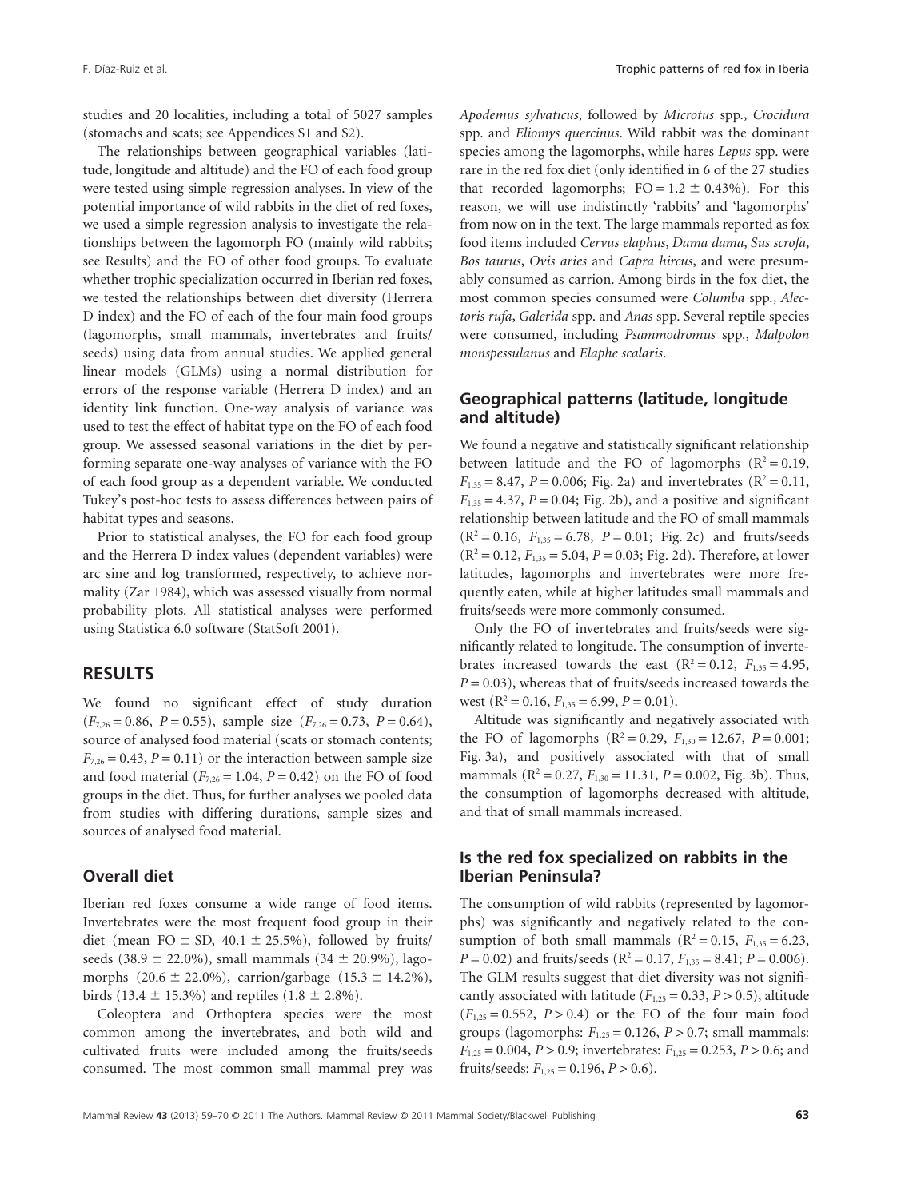studies and 20 localities, including a total of 5027 samples (stomachs and scats; see Appendices S1 and S2).

The relationships between geographical variables (latitude, longitude and altitude) and the FO of each food group were tested using simple regression analyses. In view of the potential importance of wild rabbits in the diet of red foxes, we used a simple regression analysis to investigate the relationships between the lagomorph FO (mainly wild rabbits; see Results) and the FO of other food groups. To evaluate whether trophic specialization occurred in Iberian red foxes, we tested the relationships between diet diversity (Herrera D index) and the FO of each of the four main food groups (lagomorphs, small mammals, invertebrates and fruits/seeds) using data from annual studies. We applied general linear models (GLMs) using a normal distribution for errors of the response variable (Herrera D index) and an identity link function. One-way analysis of variance was used to test the effect of habitat type on the FO of each food group. We assessed seasonal variations in the diet by performing separate one-way analyses of variance with the FO of each food group as a dependent variable. We conducted Tukey's post-hoc tests to assess differences between pairs of habitat types and seasons.

Prior to statistical analyses, the FO for each food group and the Herrera D index values (dependent variables) were arc sine and log transformed, respectively, to achieve normality (Zar 1984), which was assessed visually from normal probability plots. All statistical analyses were performed using Statistica 6.0 software (StatSoft 2001).

## RESULTS

We found no significant effect of study duration ($F_{7,26} = 0.86$, $P = 0.55$), sample size ($F_{7,26} = 0.73$, $P = 0.64$), source of analysed food material (scats or stomach contents; $F_{7,26} = 0.43$, $P = 0.11$) or the interaction between sample size and food material ($F_{7,26} = 1.04$, $P = 0.42$) on the FO of food groups in the diet. Thus, for further analyses we pooled data from studies with differing durations, sample sizes and sources of analysed food material.

### Overall diet

Iberian red foxes consume a wide range of food items. Invertebrates were the most frequent food group in their diet (mean FO ± SD, 40.1 ± 25.5%), followed by fruits/seeds (38.9 ± 22.0%), small mammals (34 ± 20.9%), lagomorphs (20.6 ± 22.0%), carrion/garbage (15.3 ± 14.2%), birds (13.4 ± 15.3%) and reptiles (1.8 ± 2.8%).

Coleoptera and Orthoptera species were the most common among the invertebrates, and both wild and cultivated fruits were included among the fruits/seeds consumed. The most common small mammal prey was *Apodemus sylvaticus*, followed by *Microtus* spp., *Crocidura* spp. and *Eliomys quercinus*. Wild rabbit was the dominant species among the lagomorphs, while hares *Lepus* spp. were rare in the red fox diet (only identified in 6 of the 27 studies that recorded lagomorphs; FO = 1.2 ± 0.43%). For this reason, we will use indistinctly 'rabbits' and 'lagomorphs' from now on in the text. The large mammals reported as fox food items included *Cervus elaphus*, *Dama dama*, *Sus scrofa*, *Bos taurus*, *Ovis aries* and *Capra hircus*, and were presumably consumed as carrion. Among birds in the fox diet, the most common species consumed were *Columba* spp., *Alectoris rufa*, *Galerida* spp. and *Anas* spp. Several reptile species were consumed, including *Psammodromus* spp., *Malpolon monspessulanus* and *Elaphe scalaris*.

### Geographical patterns (latitude, longitude and altitude)

We found a negative and statistically significant relationship between latitude and the FO of lagomorphs ($R^2 = 0.19$, $F_{1,35} = 8.47$, $P = 0.006$; Fig. 2a) and invertebrates ($R^2 = 0.11$, $F_{1,35} = 4.37$, $P = 0.04$; Fig. 2b), and a positive and significant relationship between latitude and the FO of small mammals ($R^2 = 0.16$, $F_{1,35} = 6.78$, $P = 0.01$; Fig. 2c) and fruits/seeds ($R^2 = 0.12$, $F_{1,35} = 5.04$, $P = 0.03$; Fig. 2d). Therefore, at lower latitudes, lagomorphs and invertebrates were more frequently eaten, while at higher latitudes small mammals and fruits/seeds were more commonly consumed.

Only the FO of invertebrates and fruits/seeds were significantly related to longitude. The consumption of invertebrates increased towards the east ($R^2 = 0.12$, $F_{1,35} = 4.95$, $P = 0.03$), whereas that of fruits/seeds increased towards the west ($R^2 = 0.16$, $F_{1,35} = 6.99$, $P = 0.01$).

Altitude was significantly and negatively associated with the FO of lagomorphs ($R^2 = 0.29$, $F_{1,30} = 12.67$, $P = 0.001$; Fig. 3a), and positively associated with that of small mammals ($R^2 = 0.27$, $F_{1,30} = 11.31$, $P = 0.002$, Fig. 3b). Thus, the consumption of lagomorphs decreased with altitude, and that of small mammals increased.

### Is the red fox specialized on rabbits in the Iberian Peninsula?

The consumption of wild rabbits (represented by lagomorphs) was significantly and negatively related to the consumption of both small mammals ($R^2 = 0.15$, $F_{1,35} = 6.23$, $P = 0.02$) and fruits/seeds ($R^2 = 0.17$, $F_{1,35} = 8.41$; $P = 0.006$). The GLM results suggest that diet diversity was not significantly associated with latitude ($F_{1,25} = 0.33$, $P > 0.5$), altitude ($F_{1,25} = 0.552$, $P > 0.4$) or the FO of the four main food groups (lagomorphs: $F_{1,25} = 0.126$, $P > 0.7$; small mammals: $F_{1,25} = 0.004$, $P > 0.9$; invertebrates: $F_{1,25} = 0.253$, $P > 0.6$; and fruits/seeds: $F_{1,25} = 0.196$, $P > 0.6$).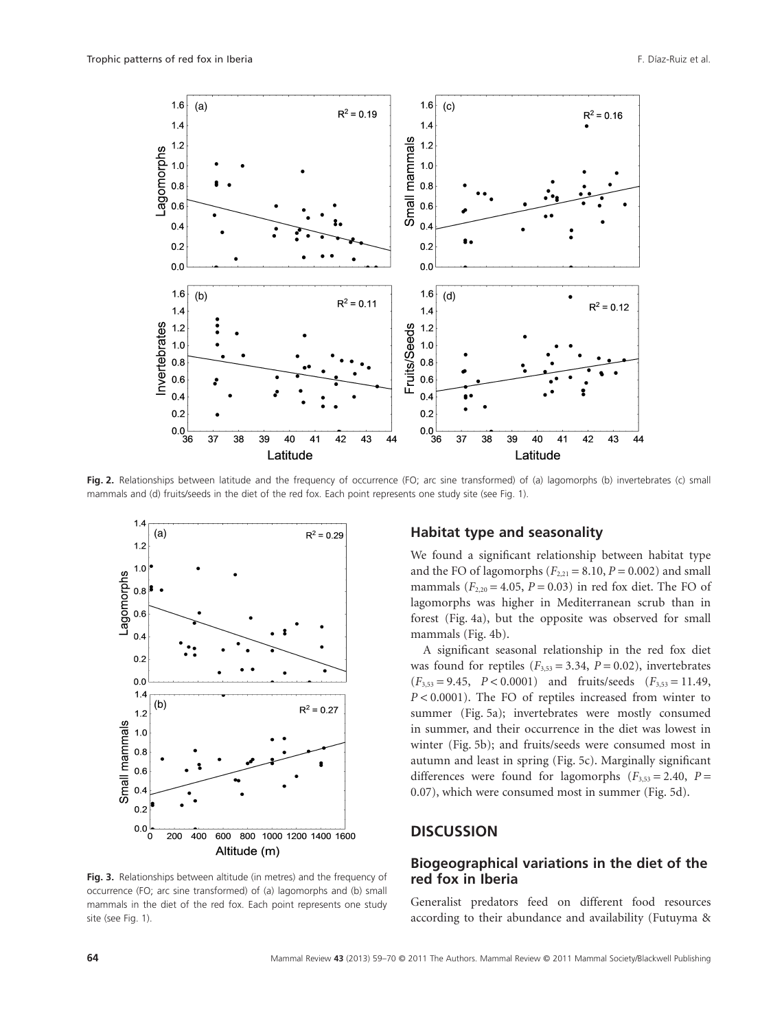Fig. 2. Relationships between latitude and the frequency of occurrence (FO; arc sine transformed) of (a) lagomorphs (b) invertebrates (c) small mammals and (d) fruits/seeds in the diet of the red fox. Each point represents one study site (see Fig. 1).

Fig. 3. Relationships between altitude (in metres) and the frequency of occurrence (FO; arc sine transformed) of (a) lagomorphs and (b) small mammals in the diet of the red fox. Each point represents one study site (see Fig. 1).

### Habitat type and seasonality

We found a significant relationship between habitat type and the FO of lagomorphs ($F_{2,21} = 8.10$, $P = 0.002$) and small mammals ($F_{2,20} = 4.05$, $P = 0.03$) in red fox diet. The FO of lagomorphs was higher in Mediterranean scrub than in forest (Fig. 4a), but the opposite was observed for small mammals (Fig. 4b).

A significant seasonal relationship in the red fox diet was found for reptiles ($F_{3,53} = 3.34$, $P = 0.02$), invertebrates ($F_{3,53} = 9.45$, $P < 0.0001$) and fruits/seeds ($F_{3,53} = 11.49$, $P < 0.0001$). The FO of reptiles increased from winter to summer (Fig. 5a); invertebrates were mostly consumed in summer, and their occurrence in the diet was lowest in winter (Fig. 5b); and fruits/seeds were consumed most in autumn and least in spring (Fig. 5c). Marginally significant differences were found for lagomorphs ($F_{3,53} = 2.40$, $P = 0.07$), which were consumed most in summer (Fig. 5d).

## DISCUSSION

### Biogeographical variations in the diet of the red fox in Iberia

Generalist predators feed on different food resources according to their abundance and availability (Futuyma &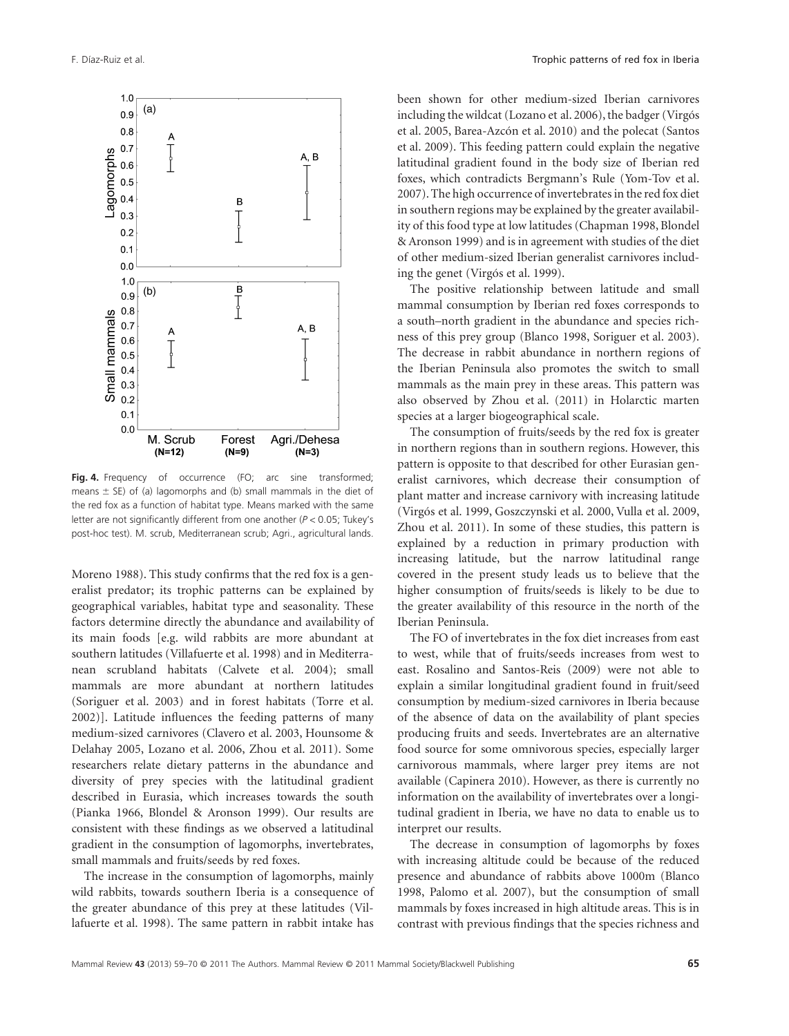**Fig. 4.** Frequency of occurrence (FO; arc sine transformed; means ± SE) of (a) lagomorphs and (b) small mammals in the diet of the red fox as a function of habitat type. Means marked with the same letter are not significantly different from one another ($P < 0.05$; Tukey's post-hoc test). M. scrub, Mediterranean scrub; Agri., agricultural lands.

Moreno 1988). This study confirms that the red fox is a generalist predator; its trophic patterns can be explained by geographical variables, habitat type and seasonality. These factors determine directly the abundance and availability of its main foods [e.g. wild rabbits are more abundant at southern latitudes (Villafuerte et al. 1998) and in Mediterranean scrubland habitats (Calvete et al. 2004); small mammals are more abundant at northern latitudes (Soriguer et al. 2003) and in forest habitats (Torre et al. 2002)]. Latitude influences the feeding patterns of many medium-sized carnivores (Clavero et al. 2003, Hounsome & Delahay 2005, Lozano et al. 2006, Zhou et al. 2011). Some researchers relate dietary patterns in the abundance and diversity of prey species with the latitudinal gradient described in Eurasia, which increases towards the south (Pianka 1966, Blondel & Aronson 1999). Our results are consistent with these findings as we observed a latitudinal gradient in the consumption of lagomorphs, invertebrates, small mammals and fruits/seeds by red foxes.

The increase in the consumption of lagomorphs, mainly wild rabbits, towards southern Iberia is a consequence of the greater abundance of this prey at these latitudes (Villafuerte et al. 1998). The same pattern in rabbit intake has been shown for other medium-sized Iberian carnivores including the wildcat (Lozano et al. 2006), the badger (Virgós et al. 2005, Barea-Azcón et al. 2010) and the polecat (Santos et al. 2009). This feeding pattern could explain the negative latitudinal gradient found in the body size of Iberian red foxes, which contradicts Bergmann's Rule (Yom-Tov et al. 2007). The high occurrence of invertebrates in the red fox diet in southern regions may be explained by the greater availability of this food type at low latitudes (Chapman 1998, Blondel & Aronson 1999) and is in agreement with studies of the diet of other medium-sized Iberian generalist carnivores including the genet (Virgós et al. 1999).

The positive relationship between latitude and small mammal consumption by Iberian red foxes corresponds to a south–north gradient in the abundance and species richness of this prey group (Blanco 1998, Soriguer et al. 2003). The decrease in rabbit abundance in northern regions of the Iberian Peninsula also promotes the switch to small mammals as the main prey in these areas. This pattern was also observed by Zhou et al. (2011) in Holarctic marten species at a larger biogeographical scale.

The consumption of fruits/seeds by the red fox is greater in northern regions than in southern regions. However, this pattern is opposite to that described for other Eurasian generalist carnivores, which decrease their consumption of plant matter and increase carnivory with increasing latitude (Virgós et al. 1999, Goszczynski et al. 2000, Vulla et al. 2009, Zhou et al. 2011). In some of these studies, this pattern is explained by a reduction in primary production with increasing latitude, but the narrow latitudinal range covered in the present study leads us to believe that the higher consumption of fruits/seeds is likely to be due to the greater availability of this resource in the north of the Iberian Peninsula.

The FO of invertebrates in the fox diet increases from east to west, while that of fruits/seeds increases from west to east. Rosalino and Santos-Reis (2009) were not able to explain a similar longitudinal gradient found in fruit/seed consumption by medium-sized carnivores in Iberia because of the absence of data on the availability of plant species producing fruits and seeds. Invertebrates are an alternative food source for some omnivorous species, especially larger carnivorous mammals, where larger prey items are not available (Capinera 2010). However, as there is currently no information on the availability of invertebrates over a longitudinal gradient in Iberia, we have no data to enable us to interpret our results.

The decrease in consumption of lagomorphs by foxes with increasing altitude could be because of the reduced presence and abundance of rabbits above 1000m (Blanco 1998, Palomo et al. 2007), but the consumption of small mammals by foxes increased in high altitude areas. This is in contrast with previous findings that the species richness and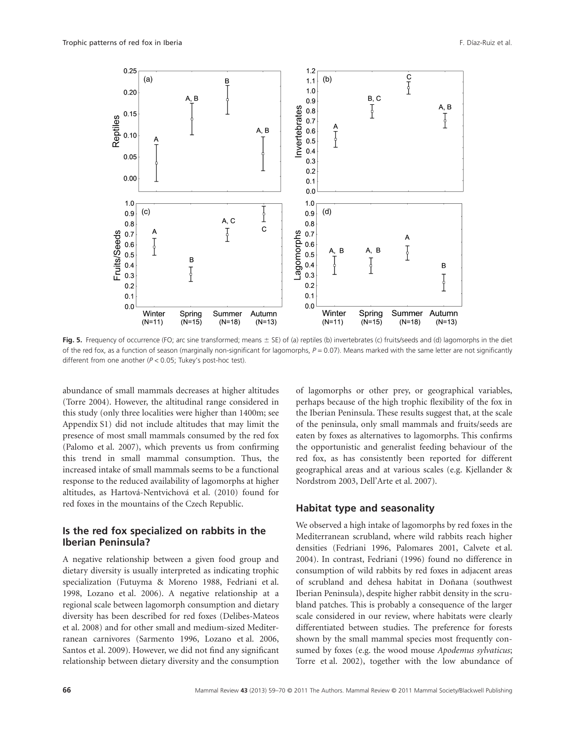**Fig. 5.** Frequency of occurrence (FO; arc sine transformed; means ± SE) of (a) reptiles (b) invertebrates (c) fruits/seeds and (d) lagomorphs in the diet of the red fox, as a function of season (marginally non-significant for lagomorphs, $P = 0.07$). Means marked with the same letter are not significantly different from one another ($P < 0.05$; Tukey's post-hoc test).

abundance of small mammals decreases at higher altitudes (Torre 2004). However, the altitudinal range considered in this study (only three localities were higher than 1400m; see Appendix S1) did not include altitudes that may limit the presence of most small mammals consumed by the red fox (Palomo et al. 2007), which prevents us from confirming this trend in small mammal consumption. Thus, the increased intake of small mammals seems to be a functional response to the reduced availability of lagomorphs at higher altitudes, as Hartová-Nentvichová et al. (2010) found for red foxes in the mountains of the Czech Republic.

## Is the red fox specialized on rabbits in the Iberian Peninsula?

A negative relationship between a given food group and dietary diversity is usually interpreted as indicating trophic specialization (Futuyma & Moreno 1988, Fedriani et al. 1998, Lozano et al. 2006). A negative relationship at a regional scale between lagomorph consumption and dietary diversity has been described for red foxes (Delibes-Mateos et al. 2008) and for other small and medium-sized Mediterranean carnivores (Sarmento 1996, Lozano et al. 2006, Santos et al. 2009). However, we did not find any significant relationship between dietary diversity and the consumption of lagomorphs or other prey, or geographical variables, perhaps because of the high trophic flexibility of the fox in the Iberian Peninsula. These results suggest that, at the scale of the peninsula, only small mammals and fruits/seeds are eaten by foxes as alternatives to lagomorphs. This confirms the opportunistic and generalist feeding behaviour of the red fox, as has consistently been reported for different geographical areas and at various scales (e.g. Kjellander & Nordstrom 2003, Dell'Arte et al. 2007).

## Habitat type and seasonality

We observed a high intake of lagomorphs by red foxes in the Mediterranean scrubland, where wild rabbits reach higher densities (Fedriani 1996, Palomares 2001, Calvete et al. 2004). In contrast, Fedriani (1996) found no difference in consumption of wild rabbits by red foxes in adjacent areas of scrubland and dehesa habitat in Doñana (southwest Iberian Peninsula), despite higher rabbit density in the scrubland patches. This is probably a consequence of the larger scale considered in our review, where habitats were clearly differentiated between studies. The preference for forests shown by the small mammal species most frequently consumed by foxes (e.g. the wood mouse *Apodemus sylvaticus*; Torre et al. 2002), together with the low abundance of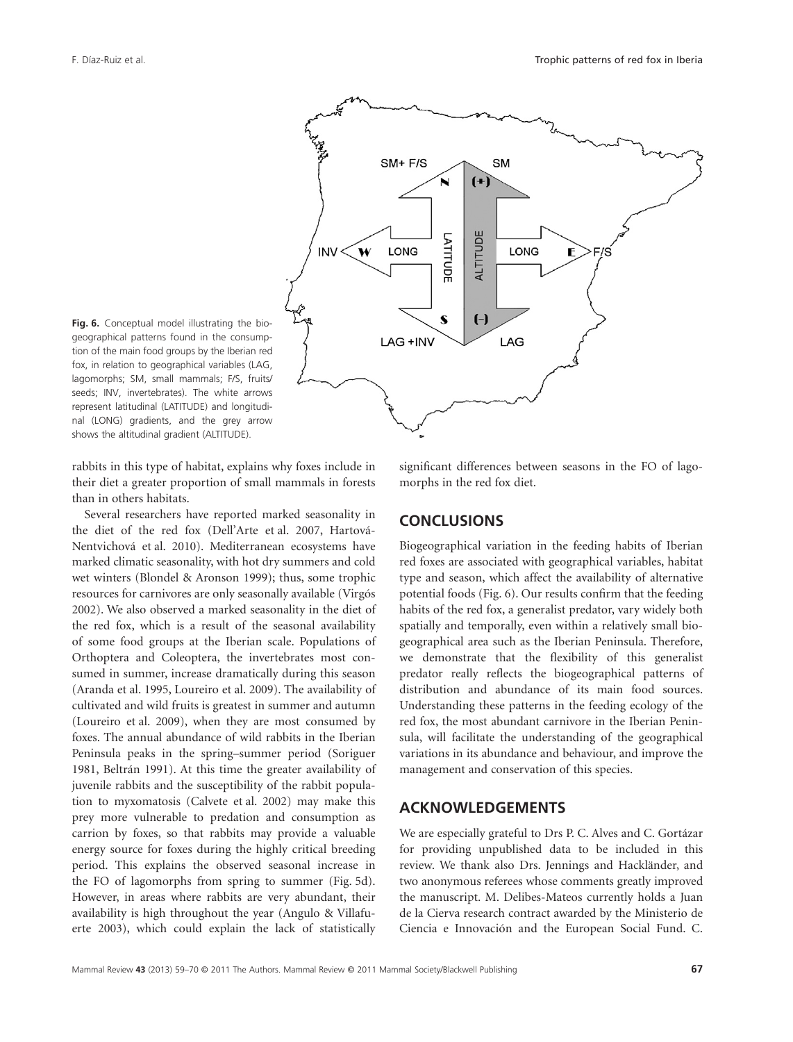**Fig. 6.** Conceptual model illustrating the biogeographical patterns found in the consumption of the main food groups by the Iberian red fox, in relation to geographical variables (LAG, lagomorphs; SM, small mammals; F/S, fruits/seeds; INV, invertebrates). The white arrows represent latitudinal (LATITUDE) and longitudinal (LONG) gradients, and the grey arrow shows the altitudinal gradient (ALTITUDE).

rabbits in this type of habitat, explains why foxes include in their diet a greater proportion of small mammals in forests than in others habitats.

Several researchers have reported marked seasonality in the diet of the red fox (Dell'Arte et al. 2007, Hartová-Nentvichová et al. 2010). Mediterranean ecosystems have marked climatic seasonality, with hot dry summers and cold wet winters (Blondel & Aronson 1999); thus, some trophic resources for carnivores are only seasonally available (Virgós 2002). We also observed a marked seasonality in the diet of the red fox, which is a result of the seasonal availability of some food groups at the Iberian scale. Populations of Orthoptera and Coleoptera, the invertebrates most consumed in summer, increase dramatically during this season (Aranda et al. 1995, Loureiro et al. 2009). The availability of cultivated and wild fruits is greatest in summer and autumn (Loureiro et al. 2009), when they are most consumed by foxes. The annual abundance of wild rabbits in the Iberian Peninsula peaks in the spring–summer period (Soriguer 1981, Beltrán 1991). At this time the greater availability of juvenile rabbits and the susceptibility of the rabbit population to myxomatosis (Calvete et al. 2002) may make this prey more vulnerable to predation and consumption as carrion by foxes, so that rabbits may provide a valuable energy source for foxes during the highly critical breeding period. This explains the observed seasonal increase in the FO of lagomorphs from spring to summer (Fig. 5d). However, in areas where rabbits are very abundant, their availability is high throughout the year (Angulo & Villafuerte 2003), which could explain the lack of statistically significant differences between seasons in the FO of lagomorphs in the red fox diet.

## CONCLUSIONS

Biogeographical variation in the feeding habits of Iberian red foxes are associated with geographical variables, habitat type and season, which affect the availability of alternative potential foods (Fig. 6). Our results confirm that the feeding habits of the red fox, a generalist predator, vary widely both spatially and temporally, even within a relatively small biogeographical area such as the Iberian Peninsula. Therefore, we demonstrate that the flexibility of this generalist predator really reflects the biogeographical patterns of distribution and abundance of its main food sources. Understanding these patterns in the feeding ecology of the red fox, the most abundant carnivore in the Iberian Peninsula, will facilitate the understanding of the geographical variations in its abundance and behaviour, and improve the management and conservation of this species.

## ACKNOWLEDGEMENTS

We are especially grateful to Drs P. C. Alves and C. Gortázar for providing unpublished data to be included in this review. We thank also Drs. Jennings and Hackländer, and two anonymous referees whose comments greatly improved the manuscript. M. Delibes-Mateos currently holds a Juan de la Cierva research contract awarded by the Ministerio de Ciencia e Innovación and the European Social Fund. C.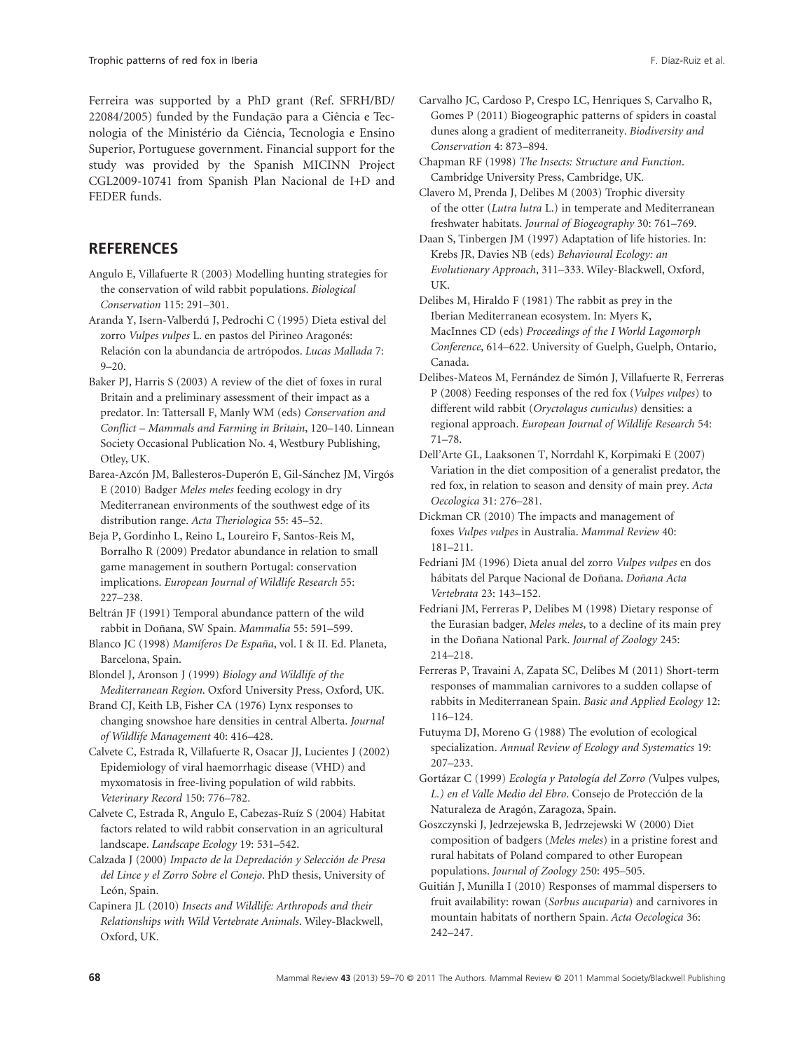Ferreira was supported by a PhD grant (Ref. SFRH/BD/22084/2005) funded by the Fundação para a Ciência e Tecnologia of the Ministério da Ciência, Tecnologia e Ensino Superior, Portuguese government. Financial support for the study was provided by the Spanish MICINN Project CGL2009-10741 from Spanish Plan Nacional de I+D and FEDER funds.

## REFERENCES

Angulo E, Villafuerte R (2003) Modelling hunting strategies for the conservation of wild rabbit populations. *Biological Conservation* 115: 291–301.

Aranda Y, Isern-Valberdú J, Pedrochi C (1995) Dieta estival del zorro *Vulpes vulpes* L. en pastos del Pirineo Aragonés: Relación con la abundancia de artrópodos. *Lucas Mallada* 7: 9–20.

Baker PJ, Harris S (2003) A review of the diet of foxes in rural Britain and a preliminary assessment of their impact as a predator. In: Tattersall F, Manly WM (eds) *Conservation and Conflict – Mammals and Farming in Britain*, 120–140. Linnean Society Occasional Publication No. 4, Westbury Publishing, Otley, UK.

Barea-Azcón JM, Ballesteros-Duperón E, Gil-Sánchez JM, Virgós E (2010) Badger *Meles meles* feeding ecology in dry Mediterranean environments of the southwest edge of its distribution range. *Acta Theriologica* 55: 45–52.

Beja P, Gordinho L, Reino L, Loureiro F, Santos-Reis M, Borralho R (2009) Predator abundance in relation to small game management in southern Portugal: conservation implications. *European Journal of Wildlife Research* 55: 227–238.

Beltrán JF (1991) Temporal abundance pattern of the wild rabbit in Doñana, SW Spain. *Mammalia* 55: 591–599.

Blanco JC (1998) *Mamíferos De España*, vol. I & II. Ed. Planeta, Barcelona, Spain.

Blondel J, Aronson J (1999) *Biology and Wildlife of the Mediterranean Region*. Oxford University Press, Oxford, UK.

Brand CJ, Keith LB, Fisher CA (1976) Lynx responses to changing snowshoe hare densities in central Alberta. *Journal of Wildlife Management* 40: 416–428.

Calvete C, Estrada R, Villafuerte R, Osacar JJ, Lucientes J (2002) Epidemiology of viral haemorrhagic disease (VHD) and myxomatosis in free-living population of wild rabbits. *Veterinary Record* 150: 776–782.

Calvete C, Estrada R, Angulo E, Cabezas-Ruíz S (2004) Habitat factors related to wild rabbit conservation in an agricultural landscape. *Landscape Ecology* 19: 531–542.

Calzada J (2000) *Impacto de la Depredación y Selección de Presa del Lince y el Zorro Sobre el Conejo*. PhD thesis, University of León, Spain.

Capinera JL (2010) *Insects and Wildlife: Arthropods and their Relationships with Wild Vertebrate Animals*. Wiley-Blackwell, Oxford, UK.

Carvalho JC, Cardoso P, Crespo LC, Henriques S, Carvalho R, Gomes P (2011) Biogeographic patterns of spiders in coastal dunes along a gradient of mediterraneity. *Biodiversity and Conservation* 4: 873–894.

Chapman RF (1998) *The Insects: Structure and Function*. Cambridge University Press, Cambridge, UK.

Clavero M, Prenda J, Delibes M (2003) Trophic diversity of the otter (*Lutra lutra* L.) in temperate and Mediterranean freshwater habitats. *Journal of Biogeography* 30: 761–769.

Daan S, Tinbergen JM (1997) Adaptation of life histories. In: Krebs JR, Davies NB (eds) *Behavioural Ecology: an Evolutionary Approach*, 311–333. Wiley-Blackwell, Oxford, UK.

Delibes M, Hiraldo F (1981) The rabbit as prey in the Iberian Mediterranean ecosystem. In: Myers K, MacInnes CD (eds) *Proceedings of the I World Lagomorph Conference*, 614–622. University of Guelph, Guelph, Ontario, Canada.

Delibes-Mateos M, Fernández de Simón J, Villafuerte R, Ferreras P (2008) Feeding responses of the red fox (*Vulpes vulpes*) to different wild rabbit (*Oryctolagus cuniculus*) densities: a regional approach. *European Journal of Wildlife Research* 54: 71–78.

Dell'Arte GL, Laaksonen T, Norrdahl K, Korpimaki E (2007) Variation in the diet composition of a generalist predator, the red fox, in relation to season and density of main prey. *Acta Oecologica* 31: 276–281.

Dickman CR (2010) The impacts and management of foxes *Vulpes vulpes* in Australia. *Mammal Review* 40: 181–211.

Fedriani JM (1996) Dieta anual del zorro *Vulpes vulpes* en dos hábitats del Parque Nacional de Doñana. *Doñana Acta Vertebrata* 23: 143–152.

Fedriani JM, Ferreras P, Delibes M (1998) Dietary response of the Eurasian badger, *Meles meles*, to a decline of its main prey in the Doñana National Park. *Journal of Zoology* 245: 214–218.

Ferreras P, Travaini A, Zapata SC, Delibes M (2011) Short-term responses of mammalian carnivores to a sudden collapse of rabbits in Mediterranean Spain. *Basic and Applied Ecology* 12: 116–124.

Futuyma DJ, Moreno G (1988) The evolution of ecological specialization. *Annual Review of Ecology and Systematics* 19: 207–233.

Gortázar C (1999) *Ecología y Patología del Zorro (*Vulpes vulpes*, L.) en el Valle Medio del Ebro*. Consejo de Protección de la Naturaleza de Aragón, Zaragoza, Spain.

Goszczynski J, Jedrzejewska B, Jedrzejewski W (2000) Diet composition of badgers (*Meles meles*) in a pristine forest and rural habitats of Poland compared to other European populations. *Journal of Zoology* 250: 495–505.

Guitián J, Munilla I (2010) Responses of mammal dispersers to fruit availability: rowan (*Sorbus aucuparia*) and carnivores in mountain habitats of northern Spain. *Acta Oecologica* 36: 242–247.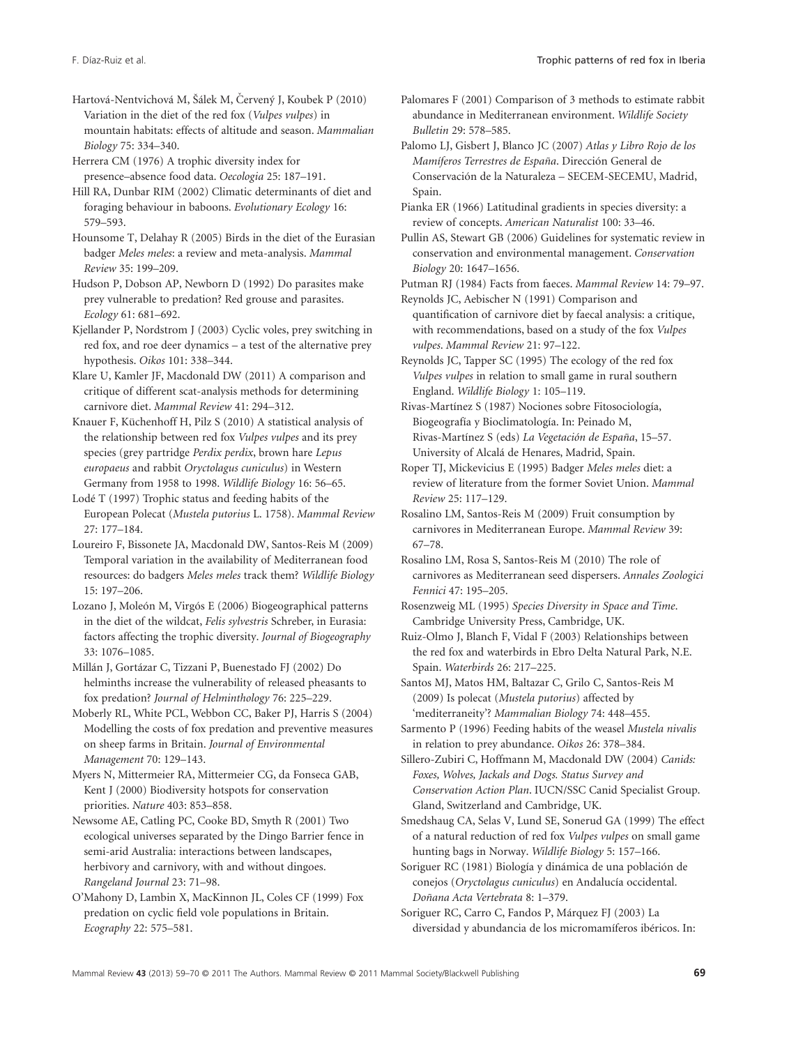Hartová-Nentvichová M, Šálek M, Červený J, Koubek P (2010) Variation in the diet of the red fox (*Vulpes vulpes*) in mountain habitats: effects of altitude and season. *Mammalian Biology* 75: 334–340.

Herrera CM (1976) A trophic diversity index for presence–absence food data. *Oecologia* 25: 187–191.

Hill RA, Dunbar RIM (2002) Climatic determinants of diet and foraging behaviour in baboons. *Evolutionary Ecology* 16: 579–593.

Hounsome T, Delahay R (2005) Birds in the diet of the Eurasian badger *Meles meles*: a review and meta-analysis. *Mammal Review* 35: 199–209.

Hudson P, Dobson AP, Newborn D (1992) Do parasites make prey vulnerable to predation? Red grouse and parasites. *Ecology* 61: 681–692.

Kjellander P, Nordstrom J (2003) Cyclic voles, prey switching in red fox, and roe deer dynamics – a test of the alternative prey hypothesis. *Oikos* 101: 338–344.

Klare U, Kamler JF, Macdonald DW (2011) A comparison and critique of different scat-analysis methods for determining carnivore diet. *Mammal Review* 41: 294–312.

Knauer F, Küchenhoff H, Pilz S (2010) A statistical analysis of the relationship between red fox *Vulpes vulpes* and its prey species (grey partridge *Perdix perdix*, brown hare *Lepus europaeus* and rabbit *Oryctolagus cuniculus*) in Western Germany from 1958 to 1998. *Wildlife Biology* 16: 56–65.

Lodé T (1997) Trophic status and feeding habits of the European Polecat (*Mustela putorius* L. 1758). *Mammal Review* 27: 177–184.

Loureiro F, Bissonete JA, Macdonald DW, Santos-Reis M (2009) Temporal variation in the availability of Mediterranean food resources: do badgers *Meles meles* track them? *Wildlife Biology* 15: 197–206.

Lozano J, Moleón M, Virgós E (2006) Biogeographical patterns in the diet of the wildcat, *Felis sylvestris* Schreber, in Eurasia: factors affecting the trophic diversity. *Journal of Biogeography* 33: 1076–1085.

Millán J, Gortázar C, Tizzani P, Buenestado FJ (2002) Do helminths increase the vulnerability of released pheasants to fox predation? *Journal of Helminthology* 76: 225–229.

Moberly RL, White PCL, Webbon CC, Baker PJ, Harris S (2004) Modelling the costs of fox predation and preventive measures on sheep farms in Britain. *Journal of Environmental Management* 70: 129–143.

Myers N, Mittermeier RA, Mittermeier CG, da Fonseca GAB, Kent J (2000) Biodiversity hotspots for conservation priorities. *Nature* 403: 853–858.

Newsome AE, Catling PC, Cooke BD, Smyth R (2001) Two ecological universes separated by the Dingo Barrier fence in semi-arid Australia: interactions between landscapes, herbivory and carnivory, with and without dingoes. *Rangeland Journal* 23: 71–98.

O'Mahony D, Lambin X, MacKinnon JL, Coles CF (1999) Fox predation on cyclic field vole populations in Britain. *Ecography* 22: 575–581.

Palomares F (2001) Comparison of 3 methods to estimate rabbit abundance in Mediterranean environment. *Wildlife Society Bulletin* 29: 578–585.

Palomo LJ, Gisbert J, Blanco JC (2007) *Atlas y Libro Rojo de los Mamíferos Terrestres de España*. Dirección General de Conservación de la Naturaleza – SECEM-SECEMU, Madrid, Spain.

Pianka ER (1966) Latitudinal gradients in species diversity: a review of concepts. *American Naturalist* 100: 33–46.

Pullin AS, Stewart GB (2006) Guidelines for systematic review in conservation and environmental management. *Conservation Biology* 20: 1647–1656.

Putman RJ (1984) Facts from faeces. *Mammal Review* 14: 79–97.

Reynolds JC, Aebischer N (1991) Comparison and quantification of carnivore diet by faecal analysis: a critique, with recommendations, based on a study of the fox *Vulpes vulpes*. *Mammal Review* 21: 97–122.

Reynolds JC, Tapper SC (1995) The ecology of the red fox *Vulpes vulpes* in relation to small game in rural southern England. *Wildlife Biology* 1: 105–119.

Rivas-Martínez S (1987) Nociones sobre Fitosociología, Biogeografía y Bioclimatología. In: Peinado M, Rivas-Martínez S (eds) *La Vegetación de España*, 15–57. University of Alcalá de Henares, Madrid, Spain.

Roper TJ, Mickevicius E (1995) Badger *Meles meles* diet: a review of literature from the former Soviet Union. *Mammal Review* 25: 117–129.

Rosalino LM, Santos-Reis M (2009) Fruit consumption by carnivores in Mediterranean Europe. *Mammal Review* 39: 67–78.

Rosalino LM, Rosa S, Santos-Reis M (2010) The role of carnivores as Mediterranean seed dispersers. *Annales Zoologici Fennici* 47: 195–205.

Rosenzweig ML (1995) *Species Diversity in Space and Time*. Cambridge University Press, Cambridge, UK.

Ruiz-Olmo J, Blanch F, Vidal F (2003) Relationships between the red fox and waterbirds in Ebro Delta Natural Park, N.E. Spain. *Waterbirds* 26: 217–225.

Santos MJ, Matos HM, Baltazar C, Grilo C, Santos-Reis M (2009) Is polecat (*Mustela putorius*) affected by 'mediterraneity'? *Mammalian Biology* 74: 448–455.

Sarmento P (1996) Feeding habits of the weasel *Mustela nivalis* in relation to prey abundance. *Oikos* 26: 378–384.

Sillero-Zubiri C, Hoffmann M, Macdonald DW (2004) *Canids: Foxes, Wolves, Jackals and Dogs. Status Survey and Conservation Action Plan*. IUCN/SSC Canid Specialist Group. Gland, Switzerland and Cambridge, UK.

Smedshaug CA, Selas V, Lund SE, Sonerud GA (1999) The effect of a natural reduction of red fox *Vulpes vulpes* on small game hunting bags in Norway. *Wildlife Biology* 5: 157–166.

Soriguer RC (1981) Biología y dinámica de una población de conejos (*Oryctolagus cuniculus*) en Andalucía occidental. *Doñana Acta Vertebrata* 8: 1–379.

Soriguer RC, Carro C, Fandos P, Márquez FJ (2003) La diversidad y abundancia de los micromamíferos ibéricos. In: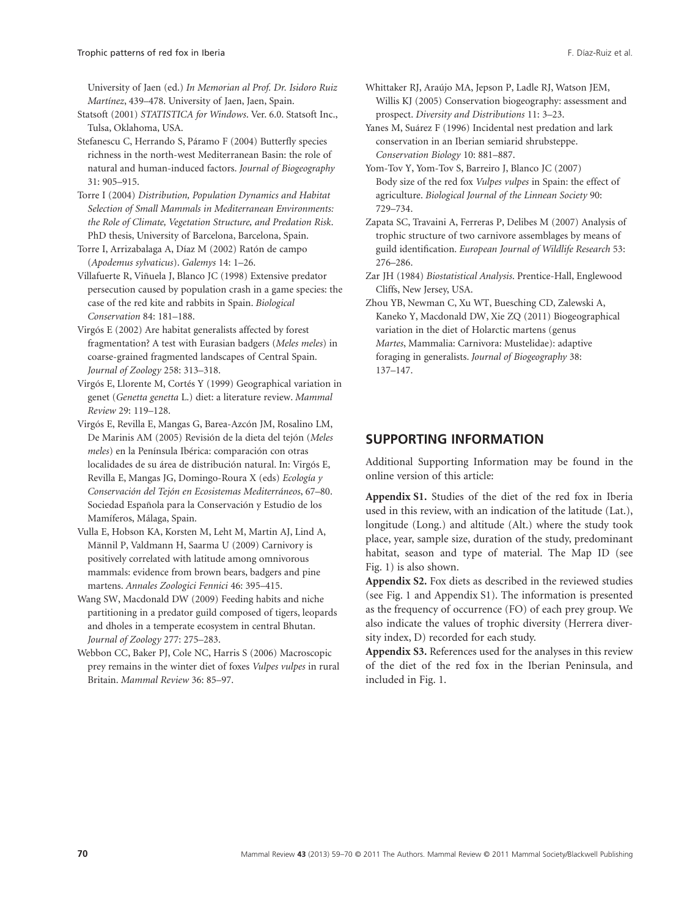University of Jaen (ed.) *In Memorian al Prof. Dr. Isidoro Ruiz Martínez*, 439–478. University of Jaen, Jaen, Spain.

Statsoft (2001) *STATISTICA for Windows*. Ver. 6.0. Statsoft Inc., Tulsa, Oklahoma, USA.

Stefanescu C, Herrando S, Páramo F (2004) Butterfly species richness in the north-west Mediterranean Basin: the role of natural and human-induced factors. *Journal of Biogeography* 31: 905–915.

Torre I (2004) *Distribution, Population Dynamics and Habitat Selection of Small Mammals in Mediterranean Environments: the Role of Climate, Vegetation Structure, and Predation Risk*. PhD thesis, University of Barcelona, Barcelona, Spain.

Torre I, Arrizabalaga A, Díaz M (2002) Ratón de campo (*Apodemus sylvaticus*). *Galemys* 14: 1–26.

Villafuerte R, Viñuela J, Blanco JC (1998) Extensive predator persecution caused by population crash in a game species: the case of the red kite and rabbits in Spain. *Biological Conservation* 84: 181–188.

Virgós E (2002) Are habitat generalists affected by forest fragmentation? A test with Eurasian badgers (*Meles meles*) in coarse-grained fragmented landscapes of Central Spain. *Journal of Zoology* 258: 313–318.

Virgós E, Llorente M, Cortés Y (1999) Geographical variation in genet (*Genetta genetta* L.) diet: a literature review. *Mammal Review* 29: 119–128.

Virgós E, Revilla E, Mangas G, Barea-Azcón JM, Rosalino LM, De Marinis AM (2005) Revisión de la dieta del tejón (*Meles meles*) en la Península Ibérica: comparación con otras localidades de su área de distribución natural. In: Virgós E, Revilla E, Mangas JG, Domingo-Roura X (eds) *Ecología y Conservación del Tejón en Ecosistemas Mediterráneos*, 67–80. Sociedad Española para la Conservación y Estudio de los Mamíferos, Málaga, Spain.

Vulla E, Hobson KA, Korsten M, Leht M, Martin AJ, Lind A, Männil P, Valdmann H, Saarma U (2009) Carnivory is positively correlated with latitude among omnivorous mammals: evidence from brown bears, badgers and pine martens. *Annales Zoologici Fennici* 46: 395–415.

Wang SW, Macdonald DW (2009) Feeding habits and niche partitioning in a predator guild composed of tigers, leopards and dholes in a temperate ecosystem in central Bhutan. *Journal of Zoology* 277: 275–283.

Webbon CC, Baker PJ, Cole NC, Harris S (2006) Macroscopic prey remains in the winter diet of foxes *Vulpes vulpes* in rural Britain. *Mammal Review* 36: 85–97.

Whittaker RJ, Araújo MA, Jepson P, Ladle RJ, Watson JEM, Willis KJ (2005) Conservation biogeography: assessment and prospect. *Diversity and Distributions* 11: 3–23.

Yanes M, Suárez F (1996) Incidental nest predation and lark conservation in an Iberian semiarid shrubsteppe. *Conservation Biology* 10: 881–887.

Yom-Tov Y, Yom-Tov S, Barreiro J, Blanco JC (2007) Body size of the red fox *Vulpes vulpes* in Spain: the effect of agriculture. *Biological Journal of the Linnean Society* 90: 729–734.

Zapata SC, Travaini A, Ferreras P, Delibes M (2007) Analysis of trophic structure of two carnivore assemblages by means of guild identification. *European Journal of Wildlife Research* 53: 276–286.

Zar JH (1984) *Biostatistical Analysis*. Prentice-Hall, Englewood Cliffs, New Jersey, USA.

Zhou YB, Newman C, Xu WT, Buesching CD, Zalewski A, Kaneko Y, Macdonald DW, Xie ZQ (2011) Biogeographical variation in the diet of Holarctic martens (genus *Martes*, Mammalia: Carnivora: Mustelidae): adaptive foraging in generalists. *Journal of Biogeography* 38: 137–147.

## SUPPORTING INFORMATION

Additional Supporting Information may be found in the online version of this article:

**Appendix S1.** Studies of the diet of the red fox in Iberia used in this review, with an indication of the latitude (Lat.), longitude (Long.) and altitude (Alt.) where the study took place, year, sample size, duration of the study, predominant habitat, season and type of material. The Map ID (see Fig. 1) is also shown.

**Appendix S2.** Fox diets as described in the reviewed studies (see Fig. 1 and Appendix S1). The information is presented as the frequency of occurrence (FO) of each prey group. We also indicate the values of trophic diversity (Herrera diversity index, D) recorded for each study.

**Appendix S3.** References used for the analyses in this review of the diet of the red fox in the Iberian Peninsula, and included in Fig. 1.